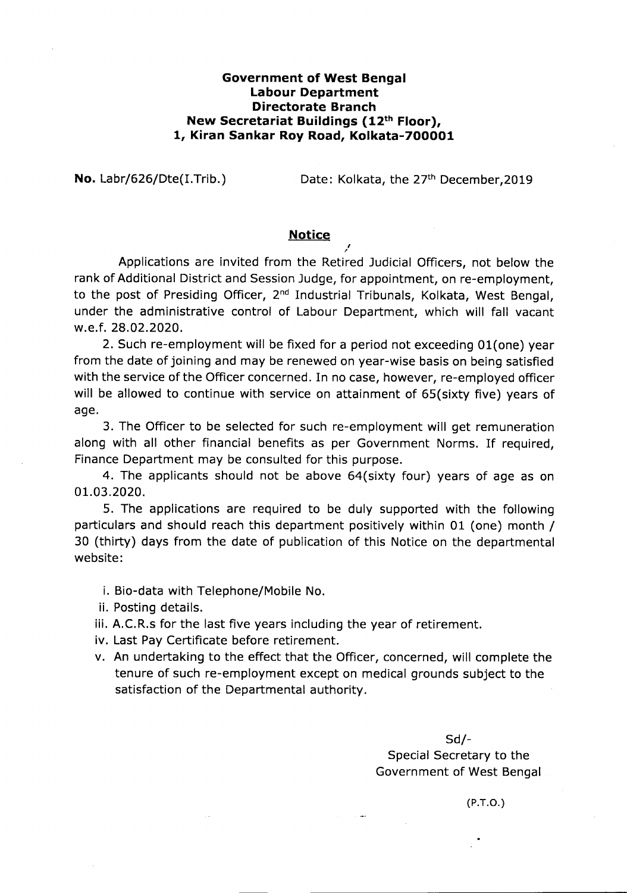**Government of West Bengal**
**Labour Department**
**Directorate Branch**
**New Secretariat Buildings (12th Floor),**
**1, Kiran Sankar Roy Road, Kolkata-700001**

**No.** Labr/626/Dte(I.Trib.) Date: Kolkata, the 27th December,2019

## Notice

Applications are invited from the Retired Judicial Officers, not below the rank of Additional District and Session Judge, for appointment, on re-employment, to the post of Presiding Officer, 2nd Industrial Tribunals, Kolkata, West Bengal, under the administrative control of Labour Department, which will fall vacant w.e.f. 28.02.2020.

2. Such re-employment will be fixed for a period not exceeding 01(one) year from the date of joining and may be renewed on year-wise basis on being satisfied with the service of the Officer concerned. In no case, however, re-employed officer will be allowed to continue with service on attainment of 65(sixty five) years of age.

3. The Officer to be selected for such re-employment will get remuneration along with all other financial benefits as per Government Norms. If required, Finance Department may be consulted for this purpose.

4. The applicants should not be above 64(sixty four) years of age as on 01.03.2020.

5. The applications are required to be duly supported with the following particulars and should reach this department positively within 01 (one) month / 30 (thirty) days from the date of publication of this Notice on the departmental website:

i. Bio-data with Telephone/Mobile No.
ii. Posting details.
iii. A.C.R.s for the last five years including the year of retirement.
iv. Last Pay Certificate before retirement.
v. An undertaking to the effect that the Officer, concerned, will complete the tenure of such re-employment except on medical grounds subject to the satisfaction of the Departmental authority.

Sd/-
Special Secretary to the
Government of West Bengal

(P.T.O.)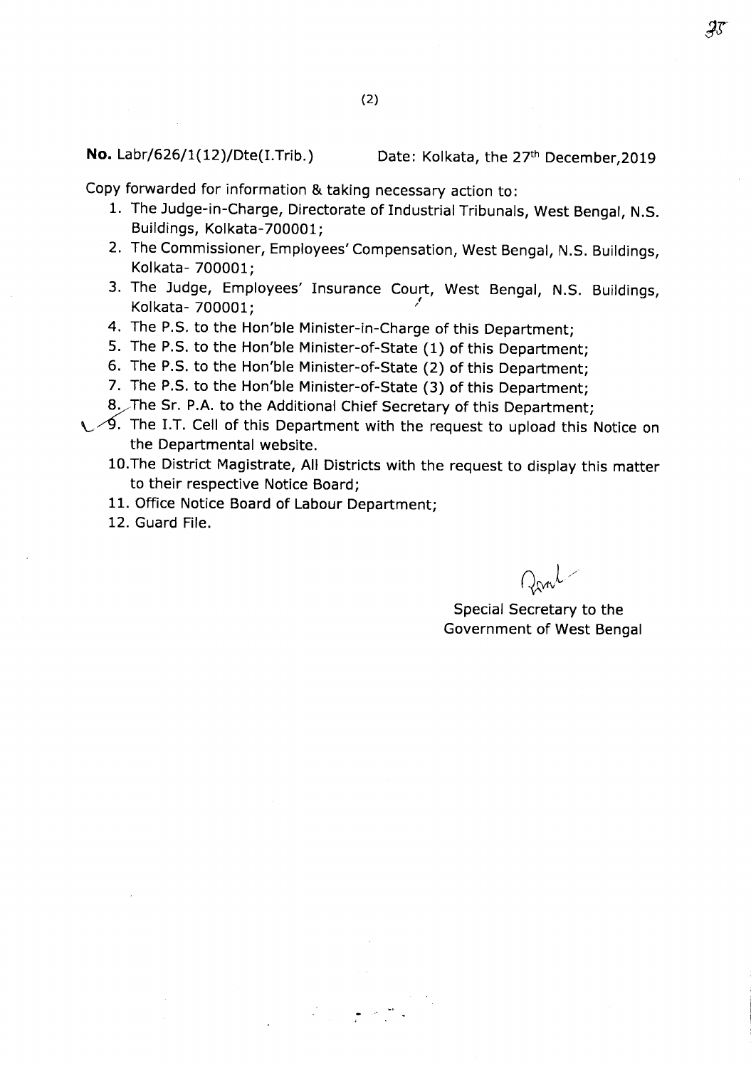**No.** Labr/626/1(12)/Dte(I.Trib.) Date: Kolkata, the 27th December,2019

Copy forwarded for information & taking necessary action to:

1. The Judge-in-Charge, Directorate of Industrial Tribunals, West Bengal, N.S. Buildings, Kolkata-700001;
2. The Commissioner, Employees' Compensation, West Bengal, N.S. Buildings, Kolkata- 700001;
3. The Judge, Employees' Insurance Court, West Bengal, N.S. Buildings, Kolkata- 700001;
4. The P.S. to the Hon'ble Minister-in-Charge of this Department;
5. The P.S. to the Hon'ble Minister-of-State (1) of this Department;
6. The P.S. to the Hon'ble Minister-of-State (2) of this Department;
7. The P.S. to the Hon'ble Minister-of-State (3) of this Department;
8. The Sr. P.A. to the Additional Chief Secretary of this Department;
9. The I.T. Cell of this Department with the request to upload this Notice on the Departmental website.
10. The District Magistrate, All Districts with the request to display this matter to their respective Notice Board;
11. Office Notice Board of Labour Department;
12. Guard File.

Special Secretary to the
Government of West Bengal